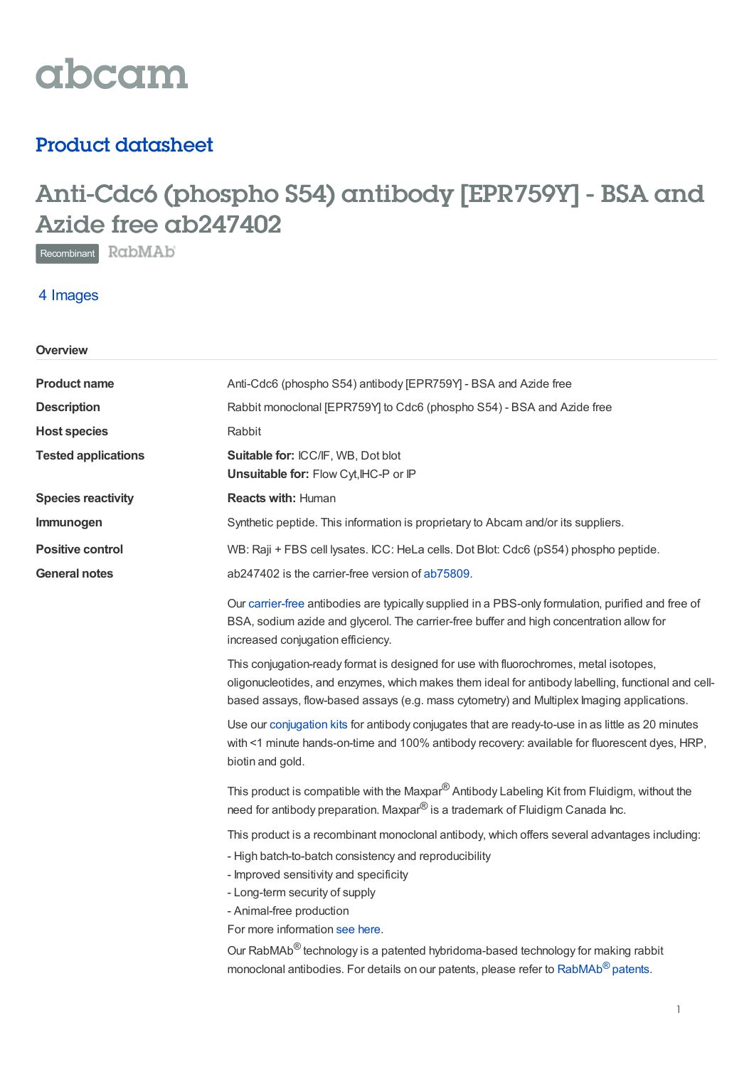abcam

## Product datasheet

# Anti-Cdc6 (phospho S54) antibody [EPR759Y] - BSA and Azide free ab247402

Recombinant RabMAb

4 Images

### Overview

| | |
|---|---|
| **Product name** | Anti-Cdc6 (phospho S54) antibody [EPR759Y] - BSA and Azide free |
| **Description** | Rabbit monoclonal [EPR759Y] to Cdc6 (phospho S54) - BSA and Azide free |
| **Host species** | Rabbit |
| **Tested applications** | **Suitable for:** ICC/IF, WB, Dot blot<br>**Unsuitable for:** Flow Cyt,IHC-P or IP |
| **Species reactivity** | **Reacts with:** Human |
| **Immunogen** | Synthetic peptide. This information is proprietary to Abcam and/or its suppliers. |
| **Positive control** | WB: Raji + FBS cell lysates. ICC: HeLa cells. Dot Blot: Cdc6 (pS54) phospho peptide. |
| **General notes** | ab247402 is the carrier-free version of ab75809. |

Our carrier-free antibodies are typically supplied in a PBS-only formulation, purified and free of BSA, sodium azide and glycerol. The carrier-free buffer and high concentration allow for increased conjugation efficiency.

This conjugation-ready format is designed for use with fluorochromes, metal isotopes, oligonucleotides, and enzymes, which makes them ideal for antibody labelling, functional and cell-based assays, flow-based assays (e.g. mass cytometry) and Multiplex Imaging applications.

Use our conjugation kits for antibody conjugates that are ready-to-use in as little as 20 minutes with <1 minute hands-on-time and 100% antibody recovery: available for fluorescent dyes, HRP, biotin and gold.

This product is compatible with the Maxpar® Antibody Labeling Kit from Fluidigm, without the need for antibody preparation. Maxpar® is a trademark of Fluidigm Canada Inc.

This product is a recombinant monoclonal antibody, which offers several advantages including:

- High batch-to-batch consistency and reproducibility
- Improved sensitivity and specificity
- Long-term security of supply
- Animal-free production

For more information see here.

Our RabMAb® technology is a patented hybridoma-based technology for making rabbit monoclonal antibodies. For details on our patents, please refer to RabMAb® patents.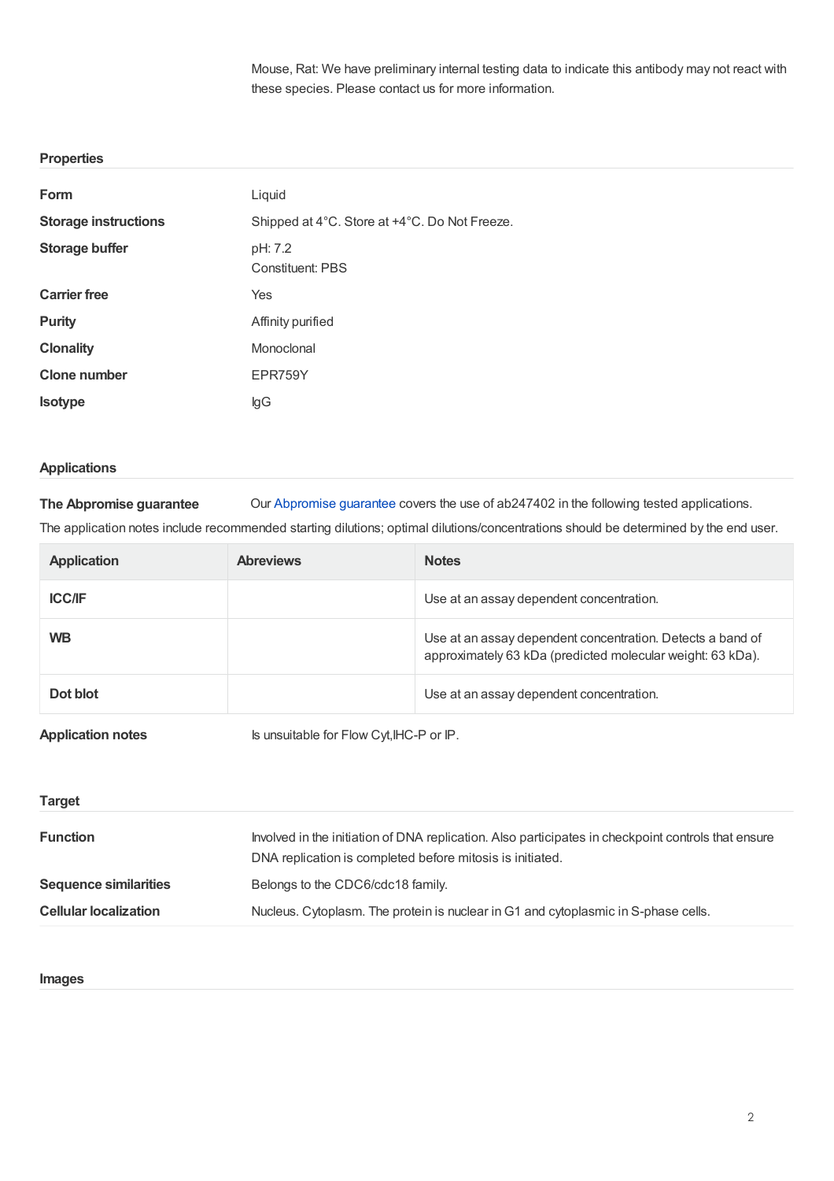Mouse, Rat: We have preliminary internal testing data to indicate this antibody may not react with these species. Please contact us for more information.

## Properties

| | |
|---|---|
| **Form** | Liquid |
| **Storage instructions** | Shipped at 4°C. Store at +4°C. Do Not Freeze. |
| **Storage buffer** | pH: 7.2<br>Constituent: PBS |
| **Carrier free** | Yes |
| **Purity** | Affinity purified |
| **Clonality** | Monoclonal |
| **Clone number** | EPR759Y |
| **Isotype** | IgG |

## Applications

**The Abpromise guarantee** Our Abpromise guarantee covers the use of ab247402 in the following tested applications.

The application notes include recommended starting dilutions; optimal dilutions/concentrations should be determined by the end user.

| Application | Abreviews | Notes |
|---|---|---|
| **ICC/IF** | | Use at an assay dependent concentration. |
| **WB** | | Use at an assay dependent concentration. Detects a band of approximately 63 kDa (predicted molecular weight: 63 kDa). |
| **Dot blot** | | Use at an assay dependent concentration. |

**Application notes** Is unsuitable for Flow Cyt,IHC-P or IP.

## Target

| | |
|---|---|
| **Function** | Involved in the initiation of DNA replication. Also participates in checkpoint controls that ensure DNA replication is completed before mitosis is initiated. |
| **Sequence similarities** | Belongs to the CDC6/cdc18 family. |
| **Cellular localization** | Nucleus. Cytoplasm. The protein is nuclear in G1 and cytoplasmic in S-phase cells. |

## Images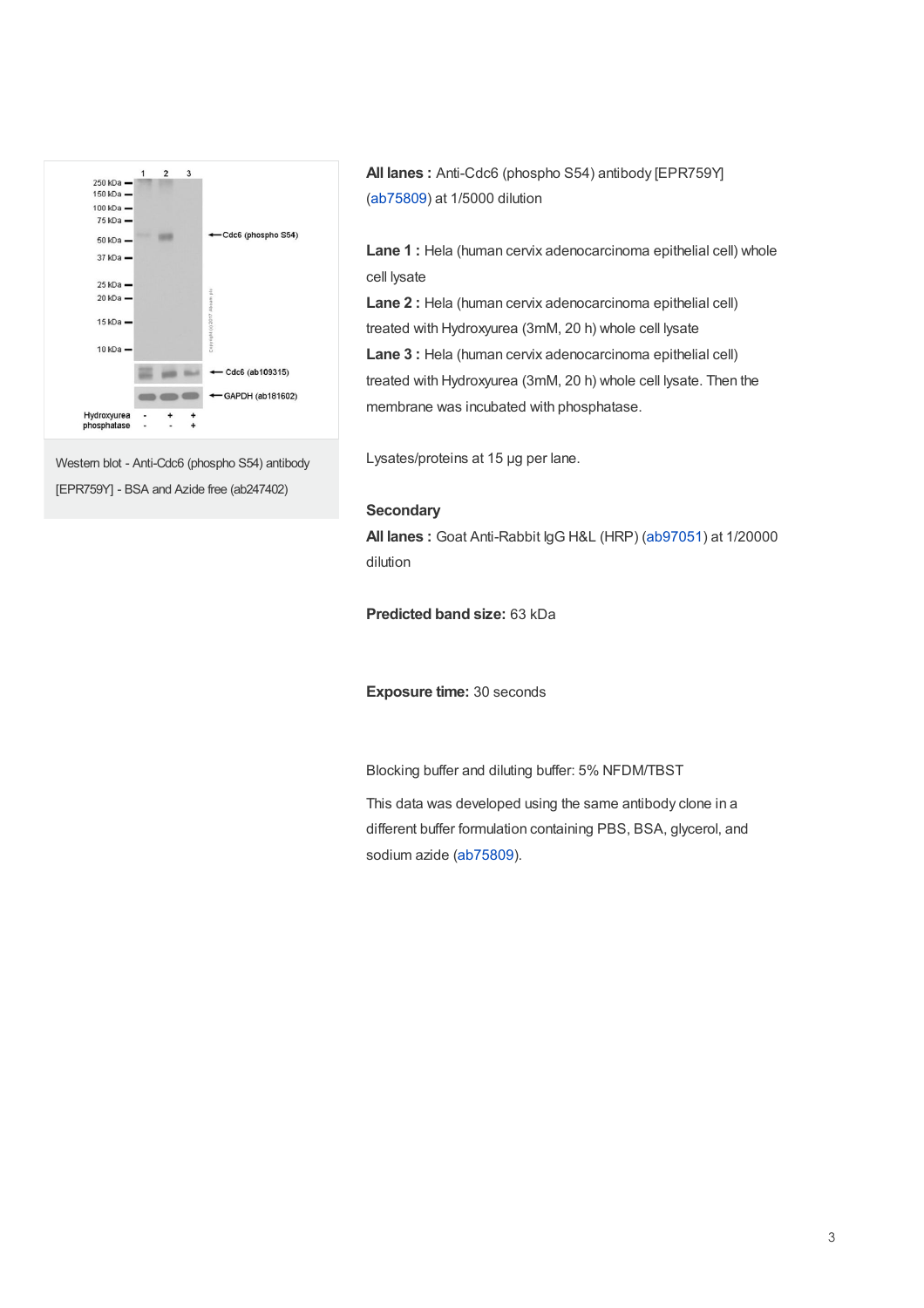Western blot - Anti-Cdc6 (phospho S54) antibody [EPR759Y] - BSA and Azide free (ab247402)

**All lanes :** Anti-Cdc6 (phospho S54) antibody [EPR759Y] (ab75809) at 1/5000 dilution

**Lane 1 :** Hela (human cervix adenocarcinoma epithelial cell) whole cell lysate

**Lane 2 :** Hela (human cervix adenocarcinoma epithelial cell) treated with Hydroxyurea (3mM, 20 h) whole cell lysate

**Lane 3 :** Hela (human cervix adenocarcinoma epithelial cell) treated with Hydroxyurea (3mM, 20 h) whole cell lysate. Then the membrane was incubated with phosphatase.

Lysates/proteins at 15 µg per lane.

**Secondary**

**All lanes :** Goat Anti-Rabbit IgG H&L (HRP) (ab97051) at 1/20000 dilution

**Predicted band size:** 63 kDa

**Exposure time:** 30 seconds

Blocking buffer and diluting buffer: 5% NFDM/TBST

This data was developed using the same antibody clone in a different buffer formulation containing PBS, BSA, glycerol, and sodium azide (ab75809).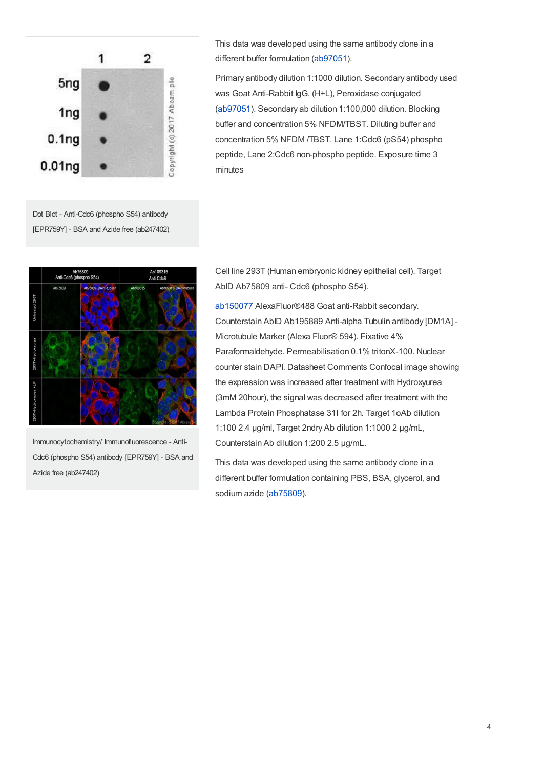Dot Blot - Anti-Cdc6 (phospho S54) antibody [EPR759Y] - BSA and Azide free (ab247402)

This data was developed using the same antibody clone in a different buffer formulation (ab97051).

Primary antibody dilution 1:1000 dilution. Secondary antibody used was Goat Anti-Rabbit IgG, (H+L), Peroxidase conjugated (ab97051). Secondary ab dilution 1:100,000 dilution. Blocking buffer and concentration 5% NFDM/TBST. Diluting buffer and concentration 5% NFDM /TBST. Lane 1:Cdc6 (pS54) phospho peptide, Lane 2:Cdc6 non-phospho peptide. Exposure time 3 minutes

Immunocytochemistry/ Immunofluorescence - Anti-Cdc6 (phospho S54) antibody [EPR759Y] - BSA and Azide free (ab247402)

Cell line 293T (Human embryonic kidney epithelial cell). Target AbID Ab75809 anti- Cdc6 (phospho S54).

ab150077 AlexaFluor®488 Goat anti-Rabbit secondary. Counterstain AbID Ab195889 Anti-alpha Tubulin antibody [DM1A] - Microtubule Marker (Alexa Fluor® 594). Fixative 4% Paraformaldehyde. Permeabilisation 0.1% tritonX-100. Nuclear counter stain DAPI. Datasheet Comments Confocal image showing the expression was increased after treatment with Hydroxyurea (3mM 20hour), the signal was decreased after treatment with the Lambda Protein Phosphatase 31I for 2h. Target 1oAb dilution 1:100 2.4 µg/ml, Target 2ndry Ab dilution 1:1000 2 µg/mL, Counterstain Ab dilution 1:200 2.5 µg/mL.

This data was developed using the same antibody clone in a different buffer formulation containing PBS, BSA, glycerol, and sodium azide (ab75809).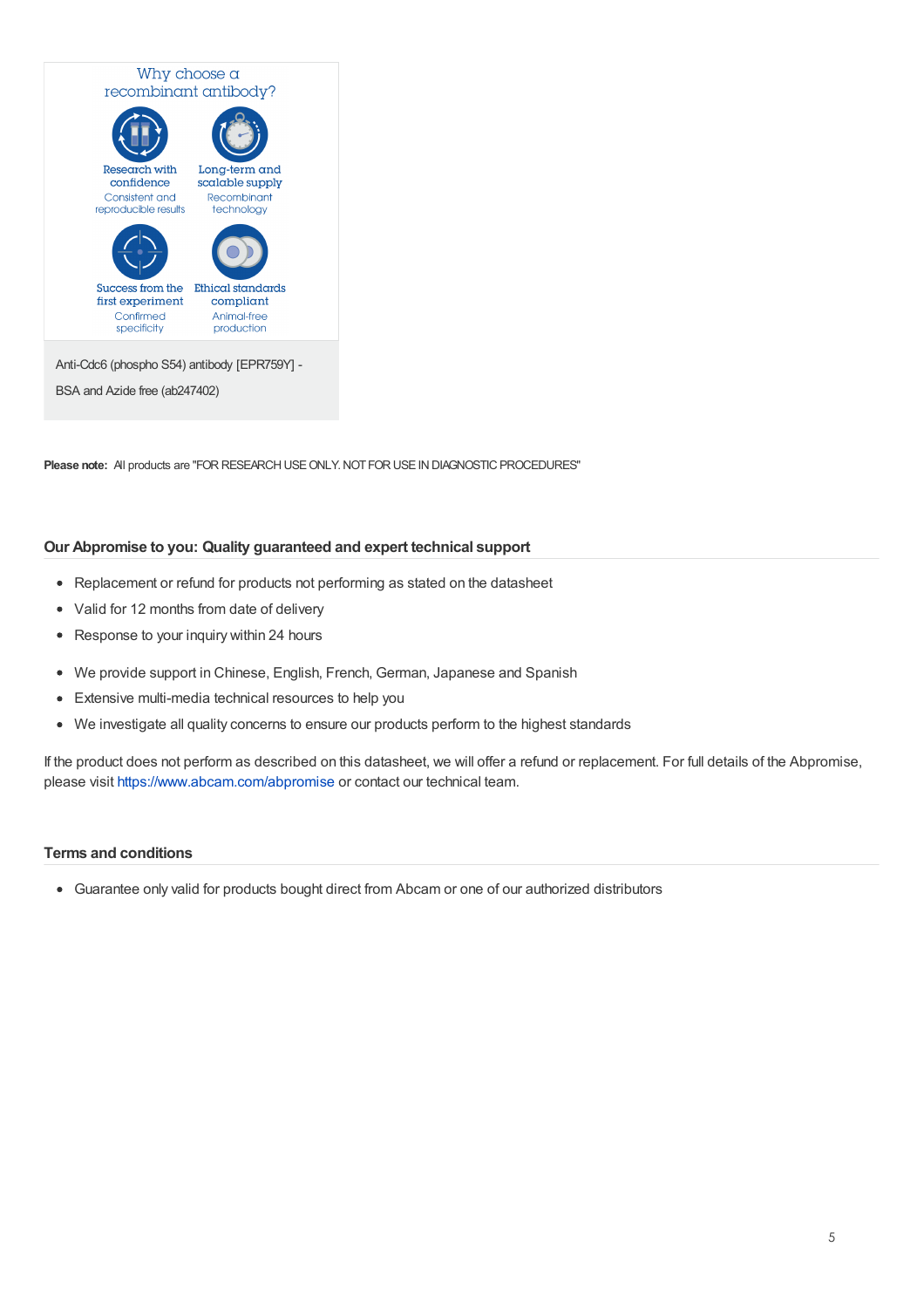Why choose a recombinant antibody?

Research with confidence
Consistent and reproducible results

Long-term and scalable supply
Recombinant technology

Success from the first experiment
Confirmed specificity

Ethical standards compliant
Animal-free production

Anti-Cdc6 (phospho S54) antibody [EPR759Y] - BSA and Azide free (ab247402)

**Please note:** All products are "FOR RESEARCH USE ONLY. NOT FOR USE IN DIAGNOSTIC PROCEDURES"

## Our Abpromise to you: Quality guaranteed and expert technical support

- Replacement or refund for products not performing as stated on the datasheet
- Valid for 12 months from date of delivery
- Response to your inquiry within 24 hours

- We provide support in Chinese, English, French, German, Japanese and Spanish
- Extensive multi-media technical resources to help you
- We investigate all quality concerns to ensure our products perform to the highest standards

If the product does not perform as described on this datasheet, we will offer a refund or replacement. For full details of the Abpromise, please visit https://www.abcam.com/abpromise or contact our technical team.

## Terms and conditions

- Guarantee only valid for products bought direct from Abcam or one of our authorized distributors